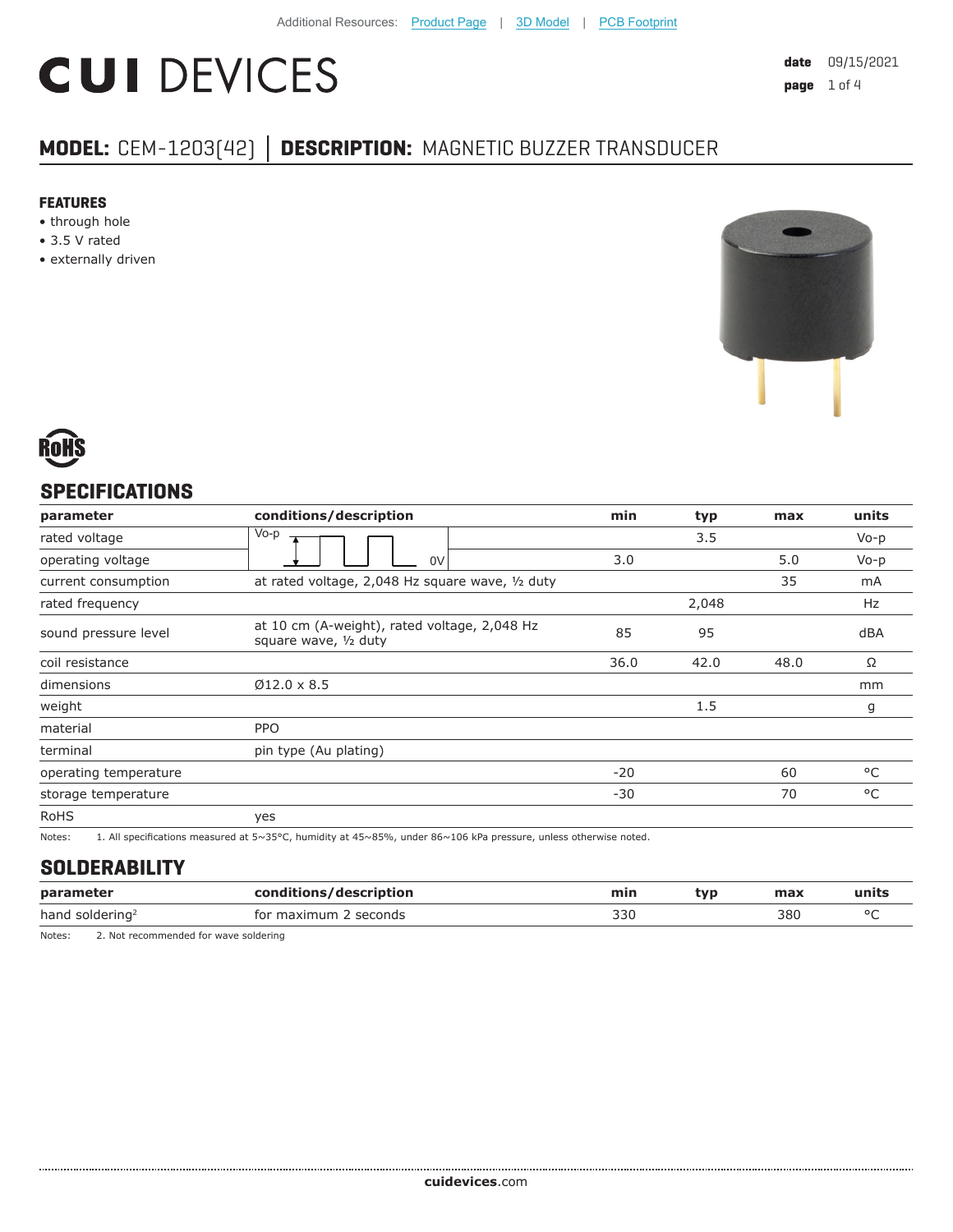Additional Resources: Product Page | 3D Model | PCB Footprint

# CUI DEVICES

**date** 09/15/2021

## MODEL: CEM-1203(42) | DESCRIPTION: MAGNETIC BUZZER TRANSDUCER

### FEATURES

- through hole
- 3.5 V rated
- externally driven

RoHS

## SPECIFICATIONS

| parameter | conditions/description | min | typ | max | units |
|---|---|---|---|---|---|
| rated voltage | Vo-p / 0V (square wave) | | 3.5 | | Vo-p |
| operating voltage | | 3.0 | | 5.0 | Vo-p |
| current consumption | at rated voltage, 2,048 Hz square wave, ½ duty | | | 35 | mA |
| rated frequency | | | 2,048 | | Hz |
| sound pressure level | at 10 cm (A-weight), rated voltage, 2,048 Hz square wave, ½ duty | 85 | 95 | | dBA |
| coil resistance | | 36.0 | 42.0 | 48.0 | Ω |
| dimensions | Ø12.0 x 8.5 | | | | mm |
| weight | | | 1.5 | | g |
| material | PPO | | | | |
| terminal | pin type (Au plating) | | | | |
| operating temperature | | -20 | | 60 | °C |
| storage temperature | | -30 | | 70 | °C |
| RoHS | yes | | | | |

Notes: 1. All specifications measured at 5~35°C, humidity at 45~85%, under 86~106 kPa pressure, unless otherwise noted.

## SOLDERABILITY

| parameter | conditions/description | min | typ | max | units |
|---|---|---|---|---|---|
| hand soldering[2] | for maximum 2 seconds | 330 | | 380 | °C |

Notes: 2. Not recommended for wave soldering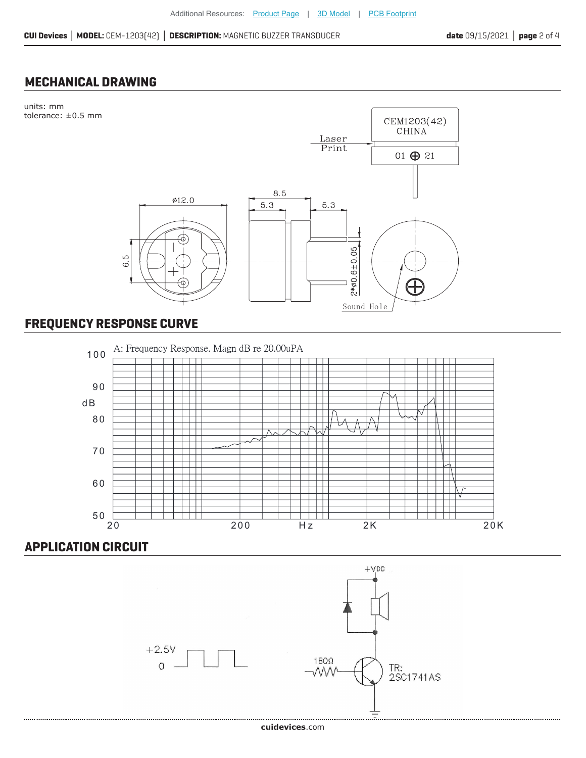## MECHANICAL DRAWING

units: mm
tolerance: ±0.5 mm

CEM1203(42)
CHINA

Laser Print

01 ⊕ 21

ø12.0

8.5

5.3

5.3

6.5

2*ø0.6±0.05

Sound Hole

## FREQUENCY RESPONSE CURVE

A: Frequency Response. Magn dB re 20.00uPA

## APPLICATION CIRCUIT

+VDC

+2.5V

0

180Ω

TR:
2SC1741AS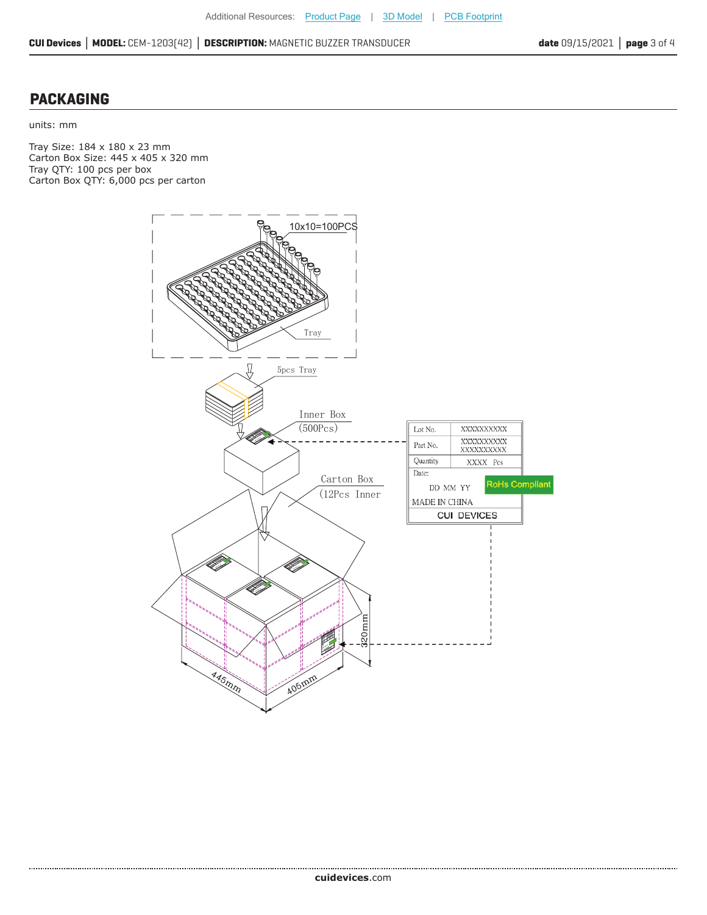## PACKAGING

units: mm

Tray Size: 184 x 180 x 23 mm
Carton Box Size: 445 x 405 x 320 mm
Tray QTY: 100 pcs per box
Carton Box QTY: 6,000 pcs per carton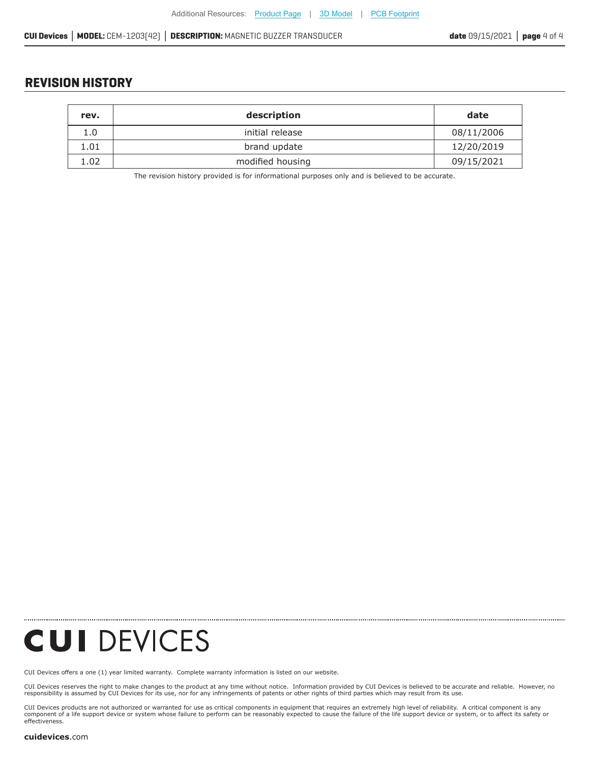## REVISION HISTORY

| rev. | description | date |
| --- | --- | --- |
| 1.0 | initial release | 08/11/2006 |
| 1.01 | brand update | 12/20/2019 |
| 1.02 | modified housing | 09/15/2021 |

The revision history provided is for informational purposes only and is believed to be accurate.

**CUI DEVICES**

CUI Devices offers a one (1) year limited warranty. Complete warranty information is listed on our website.

CUI Devices reserves the right to make changes to the product at any time without notice. Information provided by CUI Devices is believed to be accurate and reliable. However, no responsibility is assumed by CUI Devices for its use, nor for any infringements of patents or other rights of third parties which may result from its use.

CUI Devices products are not authorized or warranted for use as critical components in equipment that requires an extremely high level of reliability. A critical component is any component of a life support device or system whose failure to perform can be reasonably expected to cause the failure of the life support device or system, or to affect its safety or effectiveness.

**cuidevices**.com